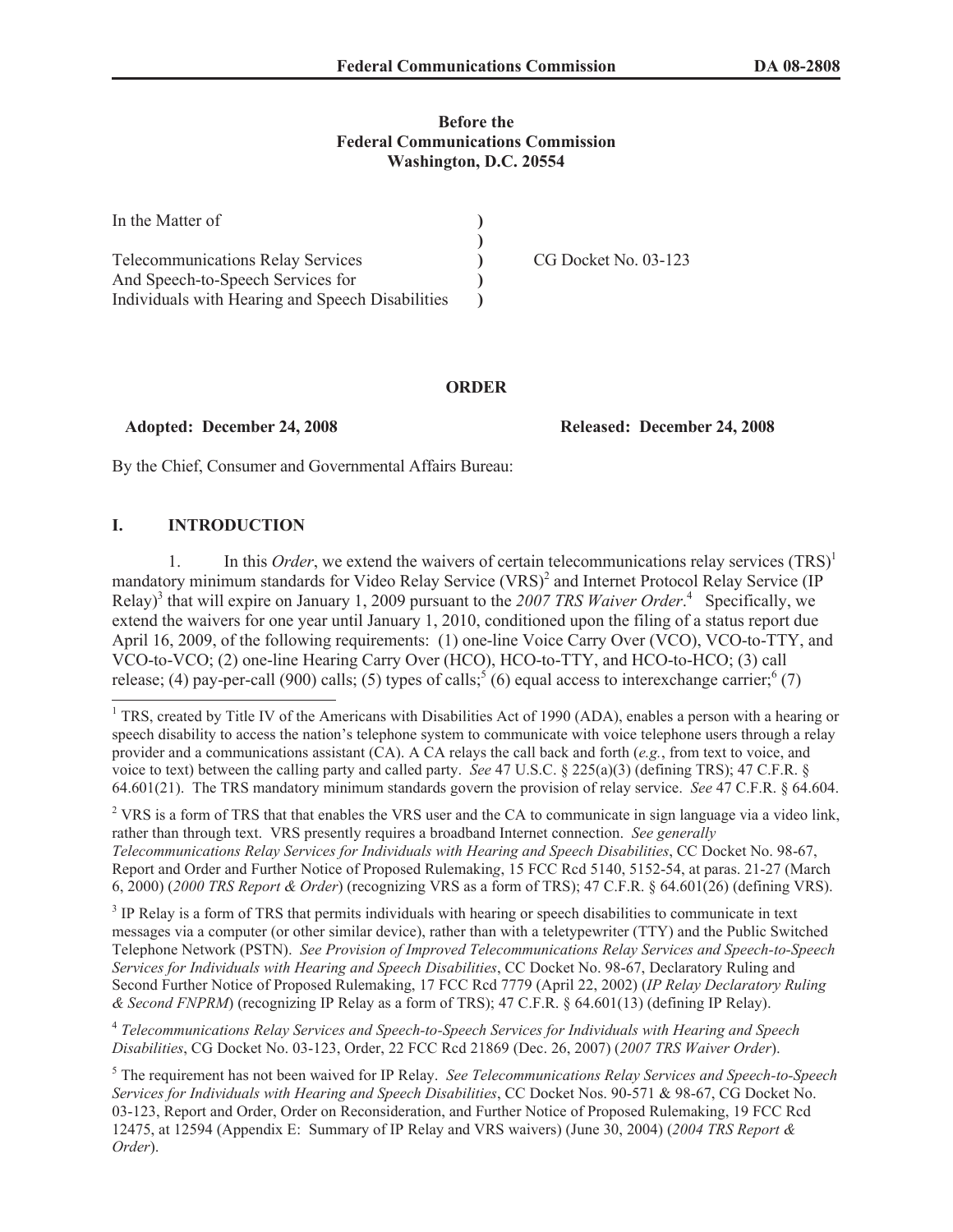**Before the**
**Federal Communications Commission**
**Washington, D.C. 20554**

| | | |
|---|---|---|
| In the Matter of | ) | |
| | ) | |
| Telecommunications Relay Services | ) | CG Docket No. 03-123 |
| And Speech-to-Speech Services for | ) | |
| Individuals with Hearing and Speech Disabilities | ) | |

**ORDER**

**Adopted: December 24, 2008** **Released: December 24, 2008**

By the Chief, Consumer and Governmental Affairs Bureau:

## I. INTRODUCTION

1. In this *Order*, we extend the waivers of certain telecommunications relay services (TRS)[1] mandatory minimum standards for Video Relay Service (VRS)[2] and Internet Protocol Relay Service (IP Relay)[3] that will expire on January 1, 2009 pursuant to the *2007 TRS Waiver Order*.[4] Specifically, we extend the waivers for one year until January 1, 2010, conditioned upon the filing of a status report due April 16, 2009, of the following requirements: (1) one-line Voice Carry Over (VCO), VCO-to-TTY, and VCO-to-VCO; (2) one-line Hearing Carry Over (HCO), HCO-to-TTY, and HCO-to-HCO; (3) call release; (4) pay-per-call (900) calls; (5) types of calls;[5] (6) equal access to interexchange carrier;[6] (7)

---

[1] TRS, created by Title IV of the Americans with Disabilities Act of 1990 (ADA), enables a person with a hearing or speech disability to access the nation's telephone system to communicate with voice telephone users through a relay provider and a communications assistant (CA). A CA relays the call back and forth (*e.g.*, from text to voice, and voice to text) between the calling party and called party. *See* 47 U.S.C. § 225(a)(3) (defining TRS); 47 C.F.R. § 64.601(21). The TRS mandatory minimum standards govern the provision of relay service. *See* 47 C.F.R. § 64.604.

[2] VRS is a form of TRS that that enables the VRS user and the CA to communicate in sign language via a video link, rather than through text. VRS presently requires a broadband Internet connection. *See generally Telecommunications Relay Services for Individuals with Hearing and Speech Disabilities*, CC Docket No. 98-67, Report and Order and Further Notice of Proposed Rulemaking, 15 FCC Rcd 5140, 5152-54, at paras. 21-27 (March 6, 2000) (*2000 TRS Report & Order*) (recognizing VRS as a form of TRS); 47 C.F.R. § 64.601(26) (defining VRS).

[3] IP Relay is a form of TRS that permits individuals with hearing or speech disabilities to communicate in text messages via a computer (or other similar device), rather than with a teletypewriter (TTY) and the Public Switched Telephone Network (PSTN). *See Provision of Improved Telecommunications Relay Services and Speech-to-Speech Services for Individuals with Hearing and Speech Disabilities*, CC Docket No. 98-67, Declaratory Ruling and Second Further Notice of Proposed Rulemaking, 17 FCC Rcd 7779 (April 22, 2002) (*IP Relay Declaratory Ruling & Second FNPRM*) (recognizing IP Relay as a form of TRS); 47 C.F.R. § 64.601(13) (defining IP Relay).

[4] *Telecommunications Relay Services and Speech-to-Speech Services for Individuals with Hearing and Speech Disabilities*, CG Docket No. 03-123, Order, 22 FCC Rcd 21869 (Dec. 26, 2007) (*2007 TRS Waiver Order*).

[5] The requirement has not been waived for IP Relay. *See Telecommunications Relay Services and Speech-to-Speech Services for Individuals with Hearing and Speech Disabilities*, CC Docket Nos. 90-571 & 98-67, CG Docket No. 03-123, Report and Order, Order on Reconsideration, and Further Notice of Proposed Rulemaking, 19 FCC Rcd 12475, at 12594 (Appendix E: Summary of IP Relay and VRS waivers) (June 30, 2004) (*2004 TRS Report & Order*).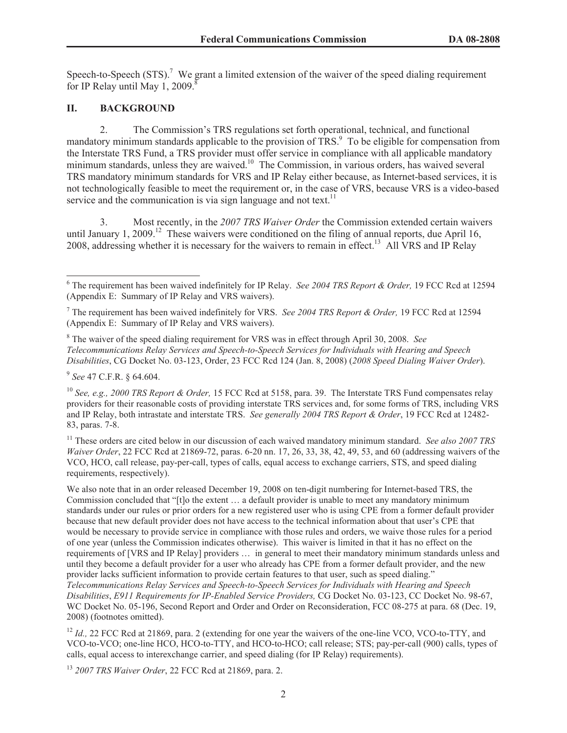Speech-to-Speech (STS).[7] We grant a limited extension of the waiver of the speed dialing requirement for IP Relay until May 1, 2009.[8]

## II. BACKGROUND

2. The Commission's TRS regulations set forth operational, technical, and functional mandatory minimum standards applicable to the provision of TRS.[9] To be eligible for compensation from the Interstate TRS Fund, a TRS provider must offer service in compliance with all applicable mandatory minimum standards, unless they are waived.[10] The Commission, in various orders, has waived several TRS mandatory minimum standards for VRS and IP Relay either because, as Internet-based services, it is not technologically feasible to meet the requirement or, in the case of VRS, because VRS is a video-based service and the communication is via sign language and not text.[11]

3. Most recently, in the *2007 TRS Waiver Order* the Commission extended certain waivers until January 1, 2009.[12] These waivers were conditioned on the filing of annual reports, due April 16, 2008, addressing whether it is necessary for the waivers to remain in effect.[13] All VRS and IP Relay

---

[6] The requirement has been waived indefinitely for IP Relay. *See 2004 TRS Report & Order,* 19 FCC Rcd at 12594 (Appendix E: Summary of IP Relay and VRS waivers).

[7] The requirement has been waived indefinitely for VRS. *See 2004 TRS Report & Order,* 19 FCC Rcd at 12594 (Appendix E: Summary of IP Relay and VRS waivers).

[8] The waiver of the speed dialing requirement for VRS was in effect through April 30, 2008. *See Telecommunications Relay Services and Speech-to-Speech Services for Individuals with Hearing and Speech Disabilities*, CG Docket No. 03-123, Order, 23 FCC Rcd 124 (Jan. 8, 2008) (*2008 Speed Dialing Waiver Order*).

[9] *See* 47 C.F.R. § 64.604.

[10] *See, e.g., 2000 TRS Report & Order,* 15 FCC Rcd at 5158, para. 39. The Interstate TRS Fund compensates relay providers for their reasonable costs of providing interstate TRS services and, for some forms of TRS, including VRS and IP Relay, both intrastate and interstate TRS. *See generally 2004 TRS Report & Order*, 19 FCC Rcd at 12482-83, paras. 7-8.

[11] These orders are cited below in our discussion of each waived mandatory minimum standard. *See also 2007 TRS Waiver Order*, 22 FCC Rcd at 21869-72, paras. 6-20 nn. 17, 26, 33, 38, 42, 49, 53, and 60 (addressing waivers of the VCO, HCO, call release, pay-per-call, types of calls, equal access to exchange carriers, STS, and speed dialing requirements, respectively).

We also note that in an order released December 19, 2008 on ten-digit numbering for Internet-based TRS, the Commission concluded that "[t]o the extent … a default provider is unable to meet any mandatory minimum standards under our rules or prior orders for a new registered user who is using CPE from a former default provider because that new default provider does not have access to the technical information about that user's CPE that would be necessary to provide service in compliance with those rules and orders, we waive those rules for a period of one year (unless the Commission indicates otherwise). This waiver is limited in that it has no effect on the requirements of [VRS and IP Relay] providers … in general to meet their mandatory minimum standards unless and until they become a default provider for a user who already has CPE from a former default provider, and the new provider lacks sufficient information to provide certain features to that user, such as speed dialing." *Telecommunications Relay Services and Speech-to-Speech Services for Individuals with Hearing and Speech Disabilities*, *E911 Requirements for IP-Enabled Service Providers,* CG Docket No. 03-123, CC Docket No. 98-67, WC Docket No. 05-196, Second Report and Order and Order on Reconsideration, FCC 08-275 at para. 68 (Dec. 19, 2008) (footnotes omitted).

[12] *Id.,* 22 FCC Rcd at 21869, para. 2 (extending for one year the waivers of the one-line VCO, VCO-to-TTY, and VCO-to-VCO; one-line HCO, HCO-to-TTY, and HCO-to-HCO; call release; STS; pay-per-call (900) calls, types of calls, equal access to interexchange carrier, and speed dialing (for IP Relay) requirements).

[13] *2007 TRS Waiver Order*, 22 FCC Rcd at 21869, para. 2.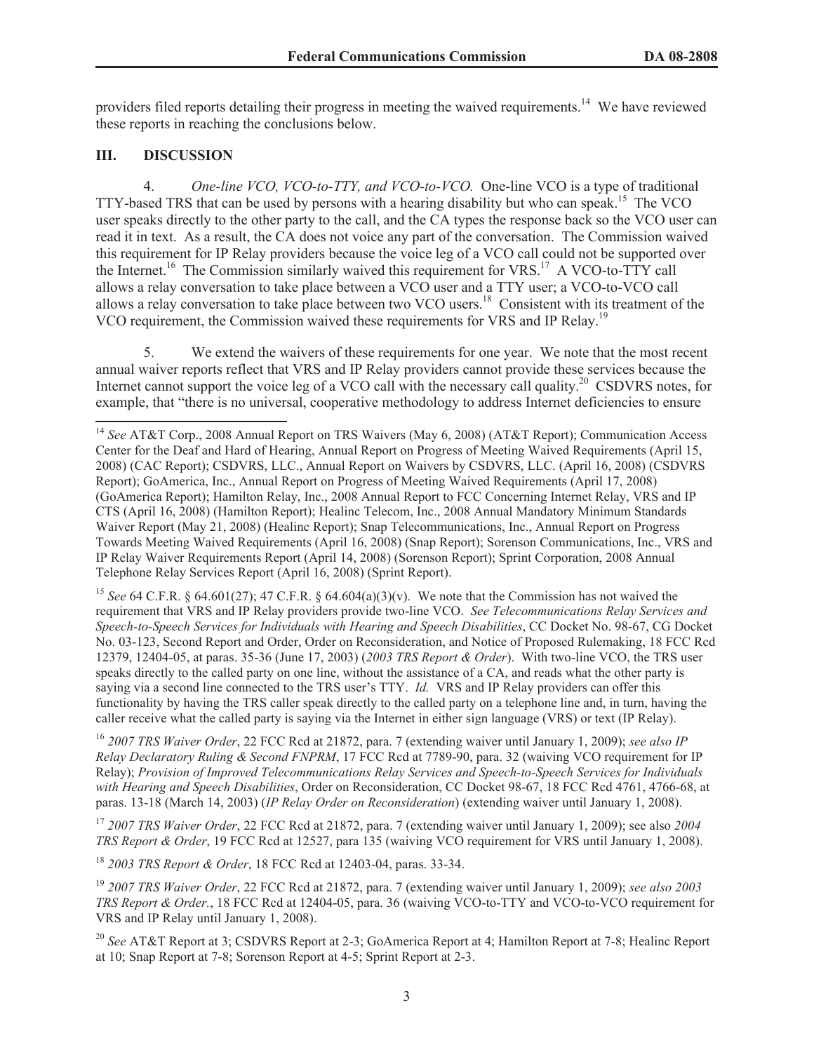providers filed reports detailing their progress in meeting the waived requirements.[14] We have reviewed these reports in reaching the conclusions below.

## III. DISCUSSION

4. *One-line VCO, VCO-to-TTY, and VCO-to-VCO.* One-line VCO is a type of traditional TTY-based TRS that can be used by persons with a hearing disability but who can speak.[15] The VCO user speaks directly to the other party to the call, and the CA types the response back so the VCO user can read it in text. As a result, the CA does not voice any part of the conversation. The Commission waived this requirement for IP Relay providers because the voice leg of a VCO call could not be supported over the Internet.[16] The Commission similarly waived this requirement for VRS.[17] A VCO-to-TTY call allows a relay conversation to take place between a VCO user and a TTY user; a VCO-to-VCO call allows a relay conversation to take place between two VCO users.[18] Consistent with its treatment of the VCO requirement, the Commission waived these requirements for VRS and IP Relay.[19]

5. We extend the waivers of these requirements for one year. We note that the most recent annual waiver reports reflect that VRS and IP Relay providers cannot provide these services because the Internet cannot support the voice leg of a VCO call with the necessary call quality.[20] CSDVRS notes, for example, that "there is no universal, cooperative methodology to address Internet deficiencies to ensure

---

[14] *See* AT&T Corp., 2008 Annual Report on TRS Waivers (May 6, 2008) (AT&T Report); Communication Access Center for the Deaf and Hard of Hearing, Annual Report on Progress of Meeting Waived Requirements (April 15, 2008) (CAC Report); CSDVRS, LLC., Annual Report on Waivers by CSDVRS, LLC. (April 16, 2008) (CSDVRS Report); GoAmerica, Inc., Annual Report on Progress of Meeting Waived Requirements (April 17, 2008) (GoAmerica Report); Hamilton Relay, Inc., 2008 Annual Report to FCC Concerning Internet Relay, VRS and IP CTS (April 16, 2008) (Hamilton Report); Healinc Telecom, Inc., 2008 Annual Mandatory Minimum Standards Waiver Report (May 21, 2008) (Healinc Report); Snap Telecommunications, Inc., Annual Report on Progress Towards Meeting Waived Requirements (April 16, 2008) (Snap Report); Sorenson Communications, Inc., VRS and IP Relay Waiver Requirements Report (April 14, 2008) (Sorenson Report); Sprint Corporation, 2008 Annual Telephone Relay Services Report (April 16, 2008) (Sprint Report).

[15] *See* 64 C.F.R. § 64.601(27); 47 C.F.R. § 64.604(a)(3)(v). We note that the Commission has not waived the requirement that VRS and IP Relay providers provide two-line VCO. *See Telecommunications Relay Services and Speech-to-Speech Services for Individuals with Hearing and Speech Disabilities*, CC Docket No. 98-67, CG Docket No. 03-123, Second Report and Order, Order on Reconsideration, and Notice of Proposed Rulemaking, 18 FCC Rcd 12379, 12404-05, at paras. 35-36 (June 17, 2003) (*2003 TRS Report & Order*). With two-line VCO, the TRS user speaks directly to the called party on one line, without the assistance of a CA, and reads what the other party is saying via a second line connected to the TRS user's TTY. *Id.* VRS and IP Relay providers can offer this functionality by having the TRS caller speak directly to the called party on a telephone line and, in turn, having the caller receive what the called party is saying via the Internet in either sign language (VRS) or text (IP Relay).

[16] *2007 TRS Waiver Order*, 22 FCC Rcd at 21872, para. 7 (extending waiver until January 1, 2009); *see also IP Relay Declaratory Ruling & Second FNPRM*, 17 FCC Rcd at 7789-90, para. 32 (waiving VCO requirement for IP Relay); *Provision of Improved Telecommunications Relay Services and Speech-to-Speech Services for Individuals with Hearing and Speech Disabilities*, Order on Reconsideration, CC Docket 98-67, 18 FCC Rcd 4761, 4766-68, at paras. 13-18 (March 14, 2003) (*IP Relay Order on Reconsideration*) (extending waiver until January 1, 2008).

[17] *2007 TRS Waiver Order*, 22 FCC Rcd at 21872, para. 7 (extending waiver until January 1, 2009); see also *2004 TRS Report & Order*, 19 FCC Rcd at 12527, para 135 (waiving VCO requirement for VRS until January 1, 2008).

[18] *2003 TRS Report & Order*, 18 FCC Rcd at 12403-04, paras. 33-34.

[19] *2007 TRS Waiver Order*, 22 FCC Rcd at 21872, para. 7 (extending waiver until January 1, 2009); *see also 2003 TRS Report & Order.*, 18 FCC Rcd at 12404-05, para. 36 (waiving VCO-to-TTY and VCO-to-VCO requirement for VRS and IP Relay until January 1, 2008).

[20] *See* AT&T Report at 3; CSDVRS Report at 2-3; GoAmerica Report at 4; Hamilton Report at 7-8; Healinc Report at 10; Snap Report at 7-8; Sorenson Report at 4-5; Sprint Report at 2-3.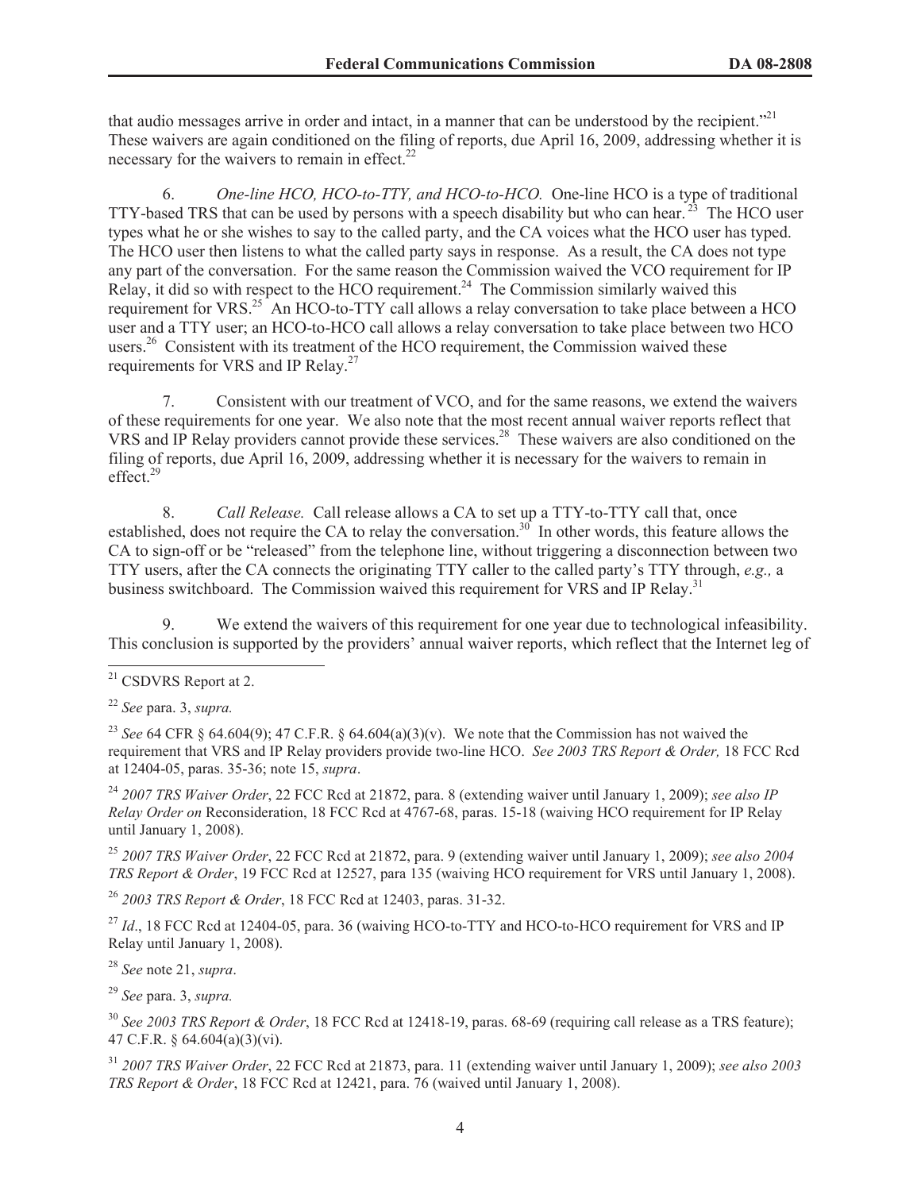that audio messages arrive in order and intact, in a manner that can be understood by the recipient."[21] These waivers are again conditioned on the filing of reports, due April 16, 2009, addressing whether it is necessary for the waivers to remain in effect.[22]

6. *One-line HCO, HCO-to-TTY, and HCO-to-HCO.* One-line HCO is a type of traditional TTY-based TRS that can be used by persons with a speech disability but who can hear.[23] The HCO user types what he or she wishes to say to the called party, and the CA voices what the HCO user has typed. The HCO user then listens to what the called party says in response. As a result, the CA does not type any part of the conversation. For the same reason the Commission waived the VCO requirement for IP Relay, it did so with respect to the HCO requirement.[24] The Commission similarly waived this requirement for VRS.[25] An HCO-to-TTY call allows a relay conversation to take place between a HCO user and a TTY user; an HCO-to-HCO call allows a relay conversation to take place between two HCO users.[26] Consistent with its treatment of the HCO requirement, the Commission waived these requirements for VRS and IP Relay.[27]

7. Consistent with our treatment of VCO, and for the same reasons, we extend the waivers of these requirements for one year. We also note that the most recent annual waiver reports reflect that VRS and IP Relay providers cannot provide these services.[28] These waivers are also conditioned on the filing of reports, due April 16, 2009, addressing whether it is necessary for the waivers to remain in effect.[29]

8. *Call Release.* Call release allows a CA to set up a TTY-to-TTY call that, once established, does not require the CA to relay the conversation.[30] In other words, this feature allows the CA to sign-off or be "released" from the telephone line, without triggering a disconnection between two TTY users, after the CA connects the originating TTY caller to the called party's TTY through, *e.g.,* a business switchboard. The Commission waived this requirement for VRS and IP Relay.[31]

9. We extend the waivers of this requirement for one year due to technological infeasibility. This conclusion is supported by the providers' annual waiver reports, which reflect that the Internet leg of

---

[21] CSDVRS Report at 2.

[22] *See* para. 3, *supra.*

[23] *See* 64 CFR § 64.604(9); 47 C.F.R. § 64.604(a)(3)(v). We note that the Commission has not waived the requirement that VRS and IP Relay providers provide two-line HCO. *See 2003 TRS Report & Order,* 18 FCC Rcd at 12404-05, paras. 35-36; note 15, *supra*.

[24] *2007 TRS Waiver Order*, 22 FCC Rcd at 21872, para. 8 (extending waiver until January 1, 2009); *see also IP Relay Order on* Reconsideration, 18 FCC Rcd at 4767-68, paras. 15-18 (waiving HCO requirement for IP Relay until January 1, 2008).

[25] *2007 TRS Waiver Order*, 22 FCC Rcd at 21872, para. 9 (extending waiver until January 1, 2009); *see also 2004 TRS Report & Order*, 19 FCC Rcd at 12527, para 135 (waiving HCO requirement for VRS until January 1, 2008).

[26] *2003 TRS Report & Order*, 18 FCC Rcd at 12403, paras. 31-32.

[27] *Id*., 18 FCC Rcd at 12404-05, para. 36 (waiving HCO-to-TTY and HCO-to-HCO requirement for VRS and IP Relay until January 1, 2008).

[28] *See* note 21, *supra*.

[29] *See* para. 3, *supra.*

[30] *See 2003 TRS Report & Order*, 18 FCC Rcd at 12418-19, paras. 68-69 (requiring call release as a TRS feature); 47 C.F.R. § 64.604(a)(3)(vi).

[31] *2007 TRS Waiver Order*, 22 FCC Rcd at 21873, para. 11 (extending waiver until January 1, 2009); *see also 2003 TRS Report & Order*, 18 FCC Rcd at 12421, para. 76 (waived until January 1, 2008).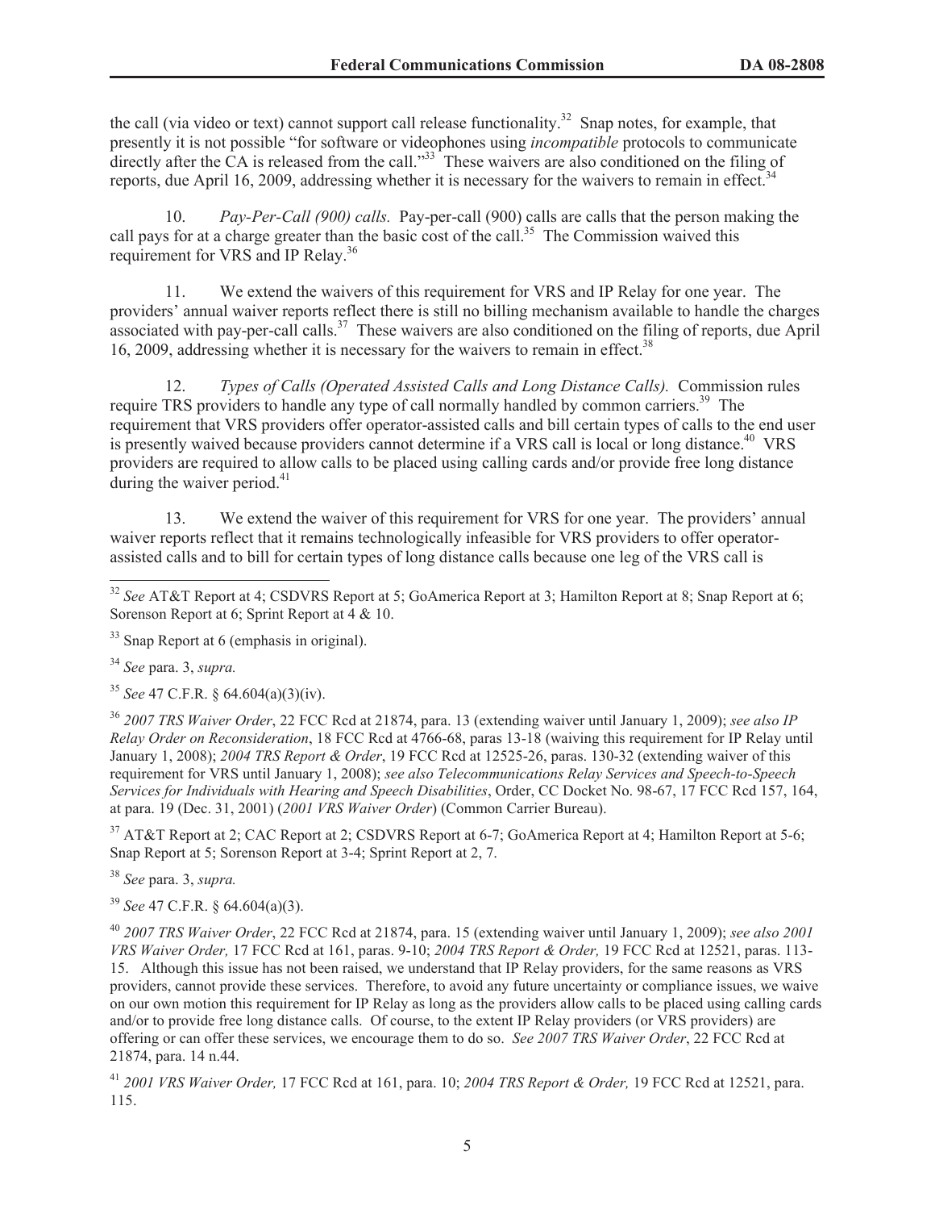the call (via video or text) cannot support call release functionality.[32] Snap notes, for example, that presently it is not possible "for software or videophones using *incompatible* protocols to communicate directly after the CA is released from the call."[33] These waivers are also conditioned on the filing of reports, due April 16, 2009, addressing whether it is necessary for the waivers to remain in effect.[34]

10. *Pay-Per-Call (900) calls.* Pay-per-call (900) calls are calls that the person making the call pays for at a charge greater than the basic cost of the call.[35] The Commission waived this requirement for VRS and IP Relay.[36]

11. We extend the waivers of this requirement for VRS and IP Relay for one year. The providers' annual waiver reports reflect there is still no billing mechanism available to handle the charges associated with pay-per-call calls.[37] These waivers are also conditioned on the filing of reports, due April 16, 2009, addressing whether it is necessary for the waivers to remain in effect.[38]

12. *Types of Calls (Operated Assisted Calls and Long Distance Calls).* Commission rules require TRS providers to handle any type of call normally handled by common carriers.[39] The requirement that VRS providers offer operator-assisted calls and bill certain types of calls to the end user is presently waived because providers cannot determine if a VRS call is local or long distance.[40] VRS providers are required to allow calls to be placed using calling cards and/or provide free long distance during the waiver period.[41]

13. We extend the waiver of this requirement for VRS for one year. The providers' annual waiver reports reflect that it remains technologically infeasible for VRS providers to offer operator-assisted calls and to bill for certain types of long distance calls because one leg of the VRS call is

---

[32] *See* AT&T Report at 4; CSDVRS Report at 5; GoAmerica Report at 3; Hamilton Report at 8; Snap Report at 6; Sorenson Report at 6; Sprint Report at 4 & 10.

[33] Snap Report at 6 (emphasis in original).

[34] *See* para. 3, *supra.*

[35] *See* 47 C.F.R. § 64.604(a)(3)(iv).

[36] *2007 TRS Waiver Order*, 22 FCC Rcd at 21874, para. 13 (extending waiver until January 1, 2009); *see also IP Relay Order on Reconsideration*, 18 FCC Rcd at 4766-68, paras 13-18 (waiving this requirement for IP Relay until January 1, 2008); *2004 TRS Report & Order*, 19 FCC Rcd at 12525-26, paras. 130-32 (extending waiver of this requirement for VRS until January 1, 2008); *see also Telecommunications Relay Services and Speech-to-Speech Services for Individuals with Hearing and Speech Disabilities*, Order, CC Docket No. 98-67, 17 FCC Rcd 157, 164, at para. 19 (Dec. 31, 2001) (*2001 VRS Waiver Order*) (Common Carrier Bureau).

[37] AT&T Report at 2; CAC Report at 2; CSDVRS Report at 6-7; GoAmerica Report at 4; Hamilton Report at 5-6; Snap Report at 5; Sorenson Report at 3-4; Sprint Report at 2, 7.

[38] *See* para. 3, *supra.*

[39] *See* 47 C.F.R. § 64.604(a)(3).

[40] *2007 TRS Waiver Order*, 22 FCC Rcd at 21874, para. 15 (extending waiver until January 1, 2009); *see also 2001 VRS Waiver Order,* 17 FCC Rcd at 161, paras. 9-10; *2004 TRS Report & Order,* 19 FCC Rcd at 12521, paras. 113-15. Although this issue has not been raised, we understand that IP Relay providers, for the same reasons as VRS providers, cannot provide these services. Therefore, to avoid any future uncertainty or compliance issues, we waive on our own motion this requirement for IP Relay as long as the providers allow calls to be placed using calling cards and/or to provide free long distance calls. Of course, to the extent IP Relay providers (or VRS providers) are offering or can offer these services, we encourage them to do so. *See 2007 TRS Waiver Order*, 22 FCC Rcd at 21874, para. 14 n.44.

[41] *2001 VRS Waiver Order,* 17 FCC Rcd at 161, para. 10; *2004 TRS Report & Order,* 19 FCC Rcd at 12521, para. 115.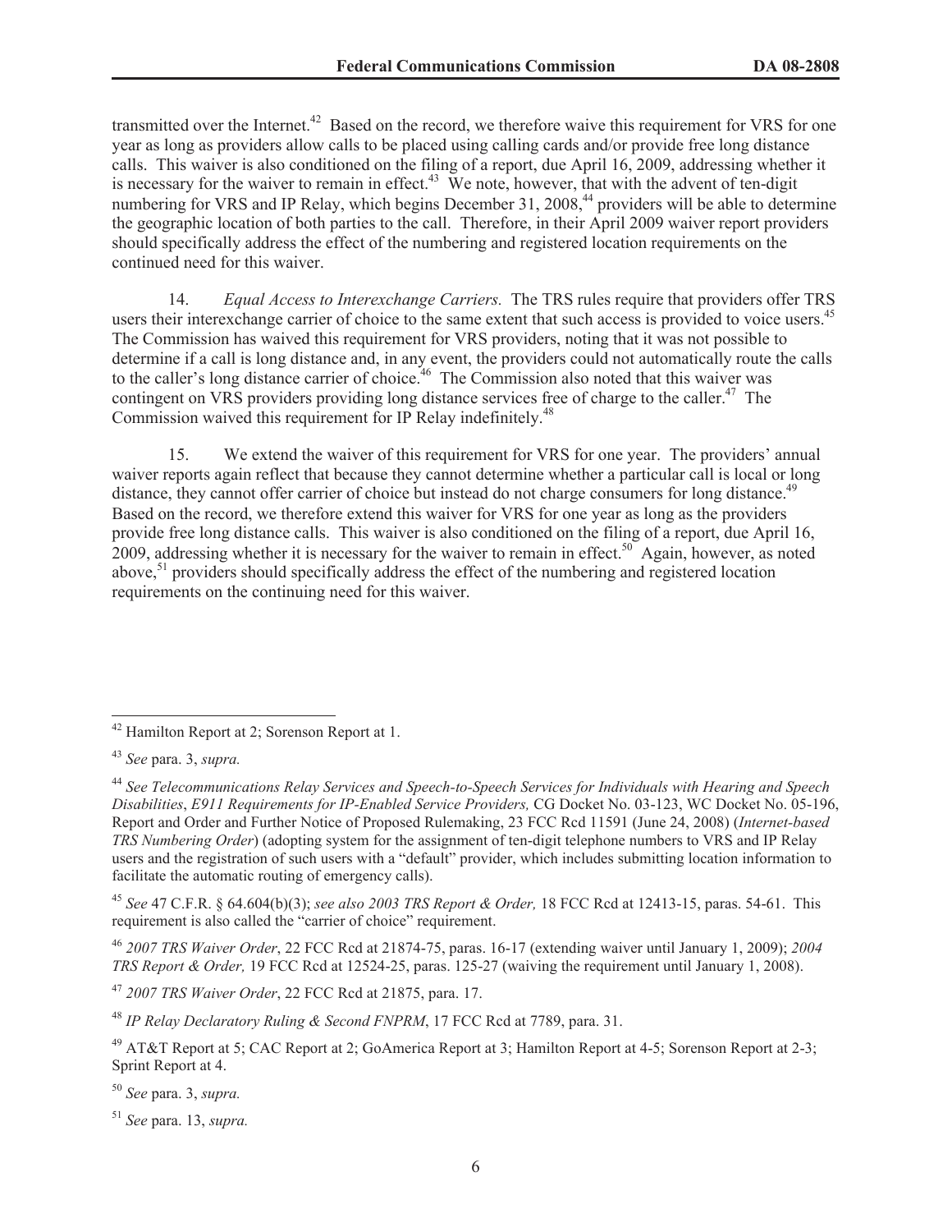transmitted over the Internet.[42] Based on the record, we therefore waive this requirement for VRS for one year as long as providers allow calls to be placed using calling cards and/or provide free long distance calls. This waiver is also conditioned on the filing of a report, due April 16, 2009, addressing whether it is necessary for the waiver to remain in effect.[43] We note, however, that with the advent of ten-digit numbering for VRS and IP Relay, which begins December 31, 2008,[44] providers will be able to determine the geographic location of both parties to the call. Therefore, in their April 2009 waiver report providers should specifically address the effect of the numbering and registered location requirements on the continued need for this waiver.

14. *Equal Access to Interexchange Carriers.* The TRS rules require that providers offer TRS users their interexchange carrier of choice to the same extent that such access is provided to voice users.[45] The Commission has waived this requirement for VRS providers, noting that it was not possible to determine if a call is long distance and, in any event, the providers could not automatically route the calls to the caller's long distance carrier of choice.[46] The Commission also noted that this waiver was contingent on VRS providers providing long distance services free of charge to the caller.[47] The Commission waived this requirement for IP Relay indefinitely.[48]

15. We extend the waiver of this requirement for VRS for one year. The providers' annual waiver reports again reflect that because they cannot determine whether a particular call is local or long distance, they cannot offer carrier of choice but instead do not charge consumers for long distance.[49] Based on the record, we therefore extend this waiver for VRS for one year as long as the providers provide free long distance calls. This waiver is also conditioned on the filing of a report, due April 16, 2009, addressing whether it is necessary for the waiver to remain in effect.[50] Again, however, as noted above,[51] providers should specifically address the effect of the numbering and registered location requirements on the continuing need for this waiver.

---

[42] Hamilton Report at 2; Sorenson Report at 1.

[43] *See* para. 3, *supra.*

[44] *See Telecommunications Relay Services and Speech-to-Speech Services for Individuals with Hearing and Speech Disabilities*, *E911 Requirements for IP-Enabled Service Providers,* CG Docket No. 03-123, WC Docket No. 05-196, Report and Order and Further Notice of Proposed Rulemaking, 23 FCC Rcd 11591 (June 24, 2008) (*Internet-based TRS Numbering Order*) (adopting system for the assignment of ten-digit telephone numbers to VRS and IP Relay users and the registration of such users with a "default" provider, which includes submitting location information to facilitate the automatic routing of emergency calls).

[45] *See* 47 C.F.R. § 64.604(b)(3); *see also 2003 TRS Report & Order,* 18 FCC Rcd at 12413-15, paras. 54-61. This requirement is also called the "carrier of choice" requirement.

[46] *2007 TRS Waiver Order*, 22 FCC Rcd at 21874-75, paras. 16-17 (extending waiver until January 1, 2009); *2004 TRS Report & Order,* 19 FCC Rcd at 12524-25, paras. 125-27 (waiving the requirement until January 1, 2008).

[47] *2007 TRS Waiver Order*, 22 FCC Rcd at 21875, para. 17.

[48] *IP Relay Declaratory Ruling & Second FNPRM*, 17 FCC Rcd at 7789, para. 31.

[49] AT&T Report at 5; CAC Report at 2; GoAmerica Report at 3; Hamilton Report at 4-5; Sorenson Report at 2-3; Sprint Report at 4.

[50] *See* para. 3, *supra.*

[51] *See* para. 13, *supra.*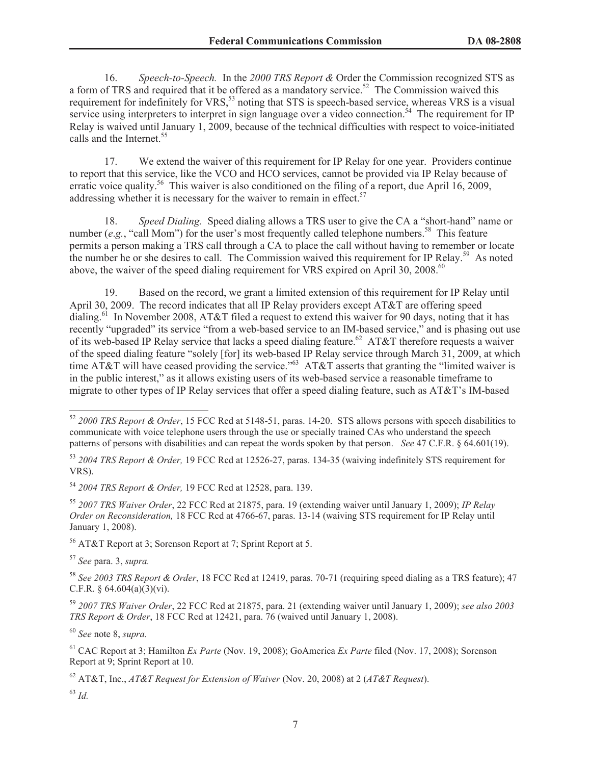16. *Speech-to-Speech.* In the *2000 TRS Report &* Order the Commission recognized STS as a form of TRS and required that it be offered as a mandatory service.[52] The Commission waived this requirement for indefinitely for VRS,[53] noting that STS is speech-based service, whereas VRS is a visual service using interpreters to interpret in sign language over a video connection.[54] The requirement for IP Relay is waived until January 1, 2009, because of the technical difficulties with respect to voice-initiated calls and the Internet.[55]

17. We extend the waiver of this requirement for IP Relay for one year. Providers continue to report that this service, like the VCO and HCO services, cannot be provided via IP Relay because of erratic voice quality.[56] This waiver is also conditioned on the filing of a report, due April 16, 2009, addressing whether it is necessary for the waiver to remain in effect.[57]

18. *Speed Dialing.* Speed dialing allows a TRS user to give the CA a "short-hand" name or number (*e.g.*, "call Mom") for the user's most frequently called telephone numbers.[58] This feature permits a person making a TRS call through a CA to place the call without having to remember or locate the number he or she desires to call. The Commission waived this requirement for IP Relay.[59] As noted above, the waiver of the speed dialing requirement for VRS expired on April 30, 2008.[60]

19. Based on the record, we grant a limited extension of this requirement for IP Relay until April 30, 2009. The record indicates that all IP Relay providers except AT&T are offering speed dialing.[61] In November 2008, AT&T filed a request to extend this waiver for 90 days, noting that it has recently "upgraded" its service "from a web-based service to an IM-based service," and is phasing out use of its web-based IP Relay service that lacks a speed dialing feature.[62] AT&T therefore requests a waiver of the speed dialing feature "solely [for] its web-based IP Relay service through March 31, 2009, at which time AT&T will have ceased providing the service."[63] AT&T asserts that granting the "limited waiver is in the public interest," as it allows existing users of its web-based service a reasonable timeframe to migrate to other types of IP Relay services that offer a speed dialing feature, such as AT&T's IM-based

---

[52] *2000 TRS Report & Order*, 15 FCC Rcd at 5148-51, paras. 14-20. STS allows persons with speech disabilities to communicate with voice telephone users through the use or specially trained CAs who understand the speech patterns of persons with disabilities and can repeat the words spoken by that person. *See* 47 C.F.R. § 64.601(19).

[53] *2004 TRS Report & Order,* 19 FCC Rcd at 12526-27, paras. 134-35 (waiving indefinitely STS requirement for VRS).

[54] *2004 TRS Report & Order,* 19 FCC Rcd at 12528, para. 139.

[55] *2007 TRS Waiver Order*, 22 FCC Rcd at 21875, para. 19 (extending waiver until January 1, 2009); *IP Relay Order on Reconsideration,* 18 FCC Rcd at 4766-67, paras. 13-14 (waiving STS requirement for IP Relay until January 1, 2008).

[56] AT&T Report at 3; Sorenson Report at 7; Sprint Report at 5.

[57] *See* para. 3, *supra.*

[58] *See 2003 TRS Report & Order*, 18 FCC Rcd at 12419, paras. 70-71 (requiring speed dialing as a TRS feature); 47 C.F.R. § 64.604(a)(3)(vi).

[59] *2007 TRS Waiver Order*, 22 FCC Rcd at 21875, para. 21 (extending waiver until January 1, 2009); *see also 2003 TRS Report & Order*, 18 FCC Rcd at 12421, para. 76 (waived until January 1, 2008).

[60] *See* note 8, *supra.*

[61] CAC Report at 3; Hamilton *Ex Parte* (Nov. 19, 2008); GoAmerica *Ex Parte* filed (Nov. 17, 2008); Sorenson Report at 9; Sprint Report at 10.

[62] AT&T, Inc., *AT&T Request for Extension of Waiver* (Nov. 20, 2008) at 2 (*AT&T Request*).

[63] *Id.*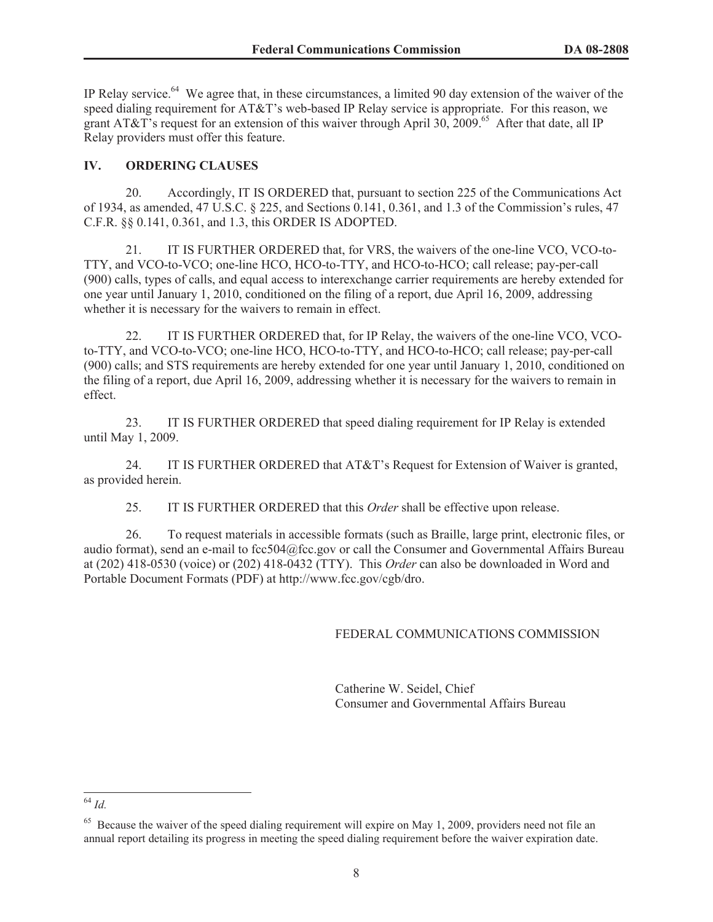IP Relay service.[64] We agree that, in these circumstances, a limited 90 day extension of the waiver of the speed dialing requirement for AT&T's web-based IP Relay service is appropriate. For this reason, we grant AT&T's request for an extension of this waiver through April 30, 2009.[65] After that date, all IP Relay providers must offer this feature.

## IV. ORDERING CLAUSES

20. Accordingly, IT IS ORDERED that, pursuant to section 225 of the Communications Act of 1934, as amended, 47 U.S.C. § 225, and Sections 0.141, 0.361, and 1.3 of the Commission's rules, 47 C.F.R. §§ 0.141, 0.361, and 1.3, this ORDER IS ADOPTED.

21. IT IS FURTHER ORDERED that, for VRS, the waivers of the one-line VCO, VCO-to-TTY, and VCO-to-VCO; one-line HCO, HCO-to-TTY, and HCO-to-HCO; call release; pay-per-call (900) calls, types of calls, and equal access to interexchange carrier requirements are hereby extended for one year until January 1, 2010, conditioned on the filing of a report, due April 16, 2009, addressing whether it is necessary for the waivers to remain in effect.

22. IT IS FURTHER ORDERED that, for IP Relay, the waivers of the one-line VCO, VCO-to-TTY, and VCO-to-VCO; one-line HCO, HCO-to-TTY, and HCO-to-HCO; call release; pay-per-call (900) calls; and STS requirements are hereby extended for one year until January 1, 2010, conditioned on the filing of a report, due April 16, 2009, addressing whether it is necessary for the waivers to remain in effect.

23. IT IS FURTHER ORDERED that speed dialing requirement for IP Relay is extended until May 1, 2009.

24. IT IS FURTHER ORDERED that AT&T's Request for Extension of Waiver is granted, as provided herein.

25. IT IS FURTHER ORDERED that this *Order* shall be effective upon release.

26. To request materials in accessible formats (such as Braille, large print, electronic files, or audio format), send an e-mail to fcc504@fcc.gov or call the Consumer and Governmental Affairs Bureau at (202) 418-0530 (voice) or (202) 418-0432 (TTY). This *Order* can also be downloaded in Word and Portable Document Formats (PDF) at http://www.fcc.gov/cgb/dro.

FEDERAL COMMUNICATIONS COMMISSION

Catherine W. Seidel, Chief
Consumer and Governmental Affairs Bureau

---

[64] *Id.*

[65] Because the waiver of the speed dialing requirement will expire on May 1, 2009, providers need not file an annual report detailing its progress in meeting the speed dialing requirement before the waiver expiration date.